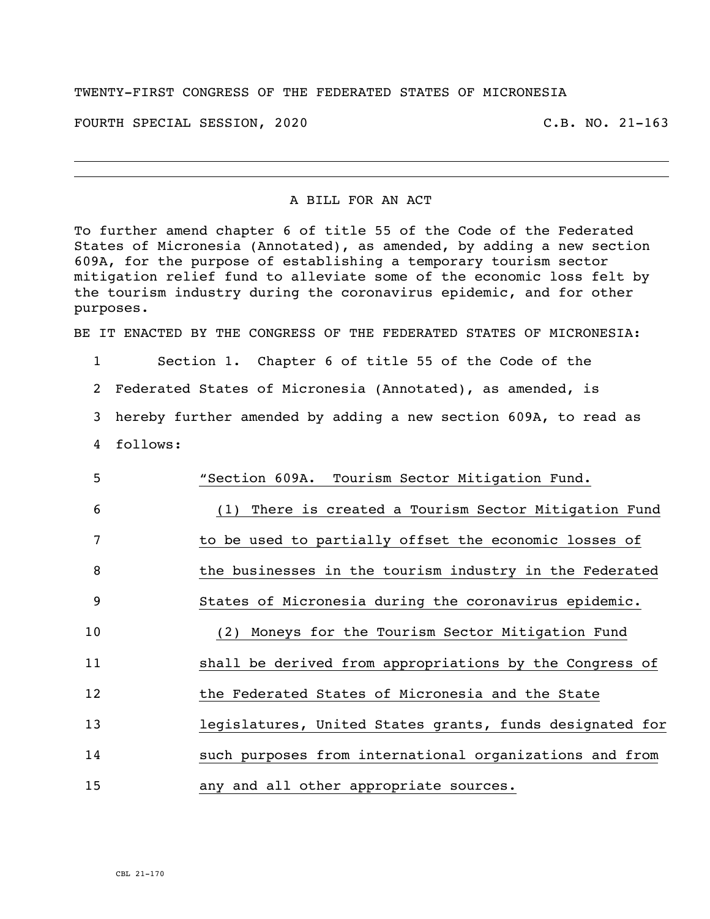TWENTY-FIRST CONGRESS OF THE FEDERATED STATES OF MICRONESIA

FOURTH SPECIAL SESSION, 2020 C.B. NO. 21-163

---

A BILL FOR AN ACT

To further amend chapter 6 of title 55 of the Code of the Federated States of Micronesia (Annotated), as amended, by adding a new section 609A, for the purpose of establishing a temporary tourism sector mitigation relief fund to alleviate some of the economic loss felt by the tourism industry during the coronavirus epidemic, and for other purposes.

BE IT ENACTED BY THE CONGRESS OF THE FEDERATED STATES OF MICRONESIA:

1 Section 1. Chapter 6 of title 55 of the Code of the
2 Federated States of Micronesia (Annotated), as amended, is
3 hereby further amended by adding a new section 609A, to read as
4 follows:

5 "Section 609A. Tourism Sector Mitigation Fund.
6 (1) There is created a Tourism Sector Mitigation Fund
7 to be used to partially offset the economic losses of
8 the businesses in the tourism industry in the Federated
9 States of Micronesia during the coronavirus epidemic.
10 (2) Moneys for the Tourism Sector Mitigation Fund
11 shall be derived from appropriations by the Congress of
12 the Federated States of Micronesia and the State
13 legislatures, United States grants, funds designated for
14 such purposes from international organizations and from
15 any and all other appropriate sources.

CBL 21-170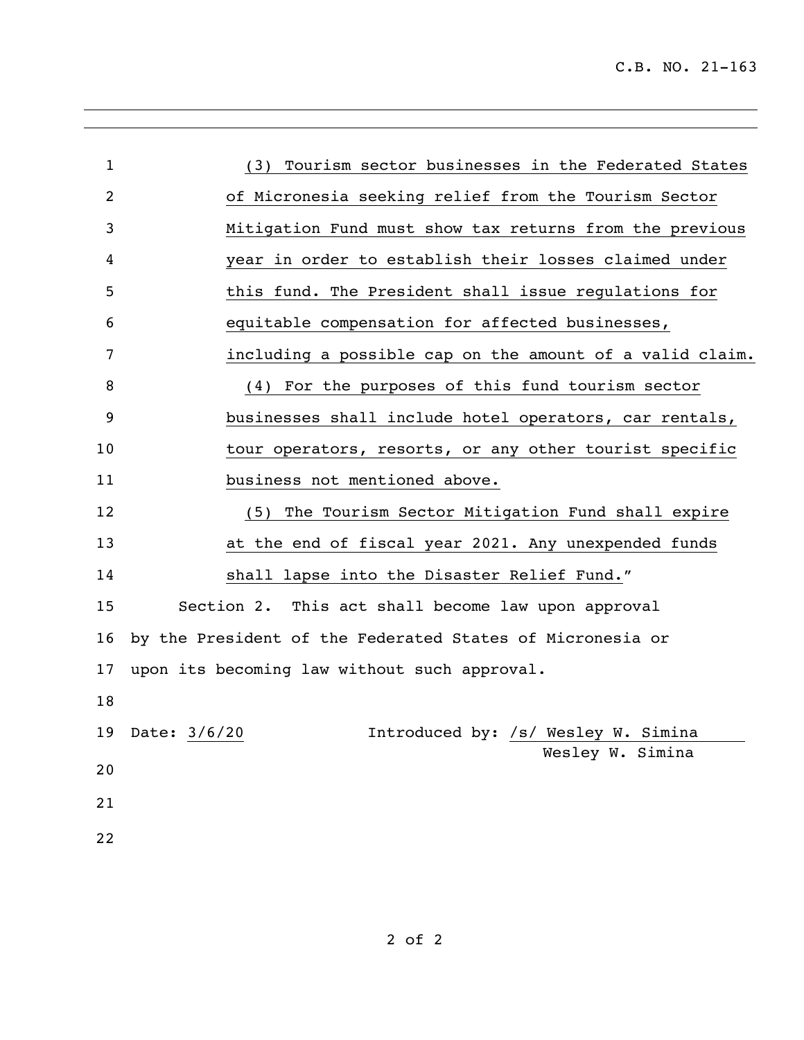(3) Tourism sector businesses in the Federated States of Micronesia seeking relief from the Tourism Sector Mitigation Fund must show tax returns from the previous year in order to establish their losses claimed under this fund. The President shall issue regulations for equitable compensation for affected businesses, including a possible cap on the amount of a valid claim.

(4) For the purposes of this fund tourism sector businesses shall include hotel operators, car rentals, tour operators, resorts, or any other tourist specific business not mentioned above.

(5) The Tourism Sector Mitigation Fund shall expire at the end of fiscal year 2021. Any unexpended funds shall lapse into the Disaster Relief Fund."

Section 2. This act shall become law upon approval by the President of the Federated States of Micronesia or upon its becoming law without such approval.

Date: 3/6/20

Introduced by: /s/ Wesley W. Simina
Wesley W. Simina